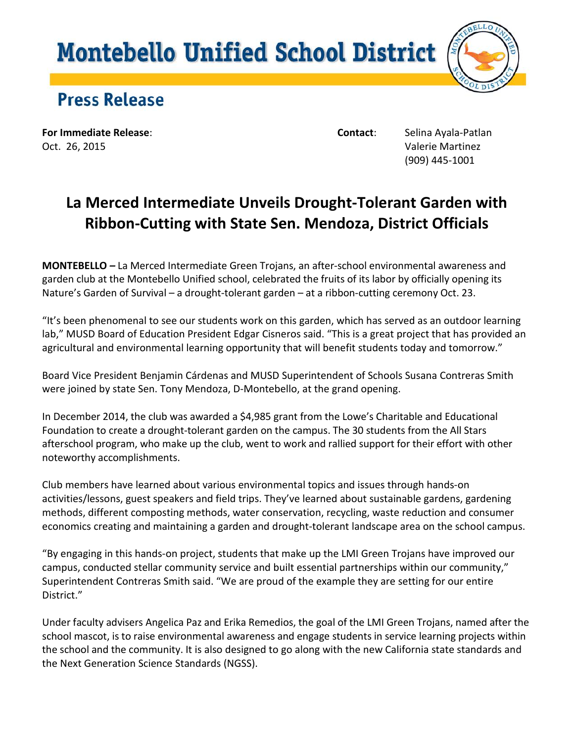# Montebello Unified School District

## Press Release

**For Immediate Release**:
Oct. 26, 2015

**Contact**: Selina Ayala-Patlan
Valerie Martinez
(909) 445-1001

## La Merced Intermediate Unveils Drought-Tolerant Garden with Ribbon-Cutting with State Sen. Mendoza, District Officials

**MONTEBELLO –** La Merced Intermediate Green Trojans, an after-school environmental awareness and garden club at the Montebello Unified school, celebrated the fruits of its labor by officially opening its Nature's Garden of Survival – a drought-tolerant garden – at a ribbon-cutting ceremony Oct. 23.

"It's been phenomenal to see our students work on this garden, which has served as an outdoor learning lab," MUSD Board of Education President Edgar Cisneros said. "This is a great project that has provided an agricultural and environmental learning opportunity that will benefit students today and tomorrow."

Board Vice President Benjamin Cárdenas and MUSD Superintendent of Schools Susana Contreras Smith were joined by state Sen. Tony Mendoza, D-Montebello, at the grand opening.

In December 2014, the club was awarded a $4,985 grant from the Lowe's Charitable and Educational Foundation to create a drought-tolerant garden on the campus. The 30 students from the All Stars afterschool program, who make up the club, went to work and rallied support for their effort with other noteworthy accomplishments.

Club members have learned about various environmental topics and issues through hands-on activities/lessons, guest speakers and field trips. They've learned about sustainable gardens, gardening methods, different composting methods, water conservation, recycling, waste reduction and consumer economics creating and maintaining a garden and drought-tolerant landscape area on the school campus.

"By engaging in this hands-on project, students that make up the LMI Green Trojans have improved our campus, conducted stellar community service and built essential partnerships within our community," Superintendent Contreras Smith said. "We are proud of the example they are setting for our entire District."

Under faculty advisers Angelica Paz and Erika Remedios, the goal of the LMI Green Trojans, named after the school mascot, is to raise environmental awareness and engage students in service learning projects within the school and the community. It is also designed to go along with the new California state standards and the Next Generation Science Standards (NGSS).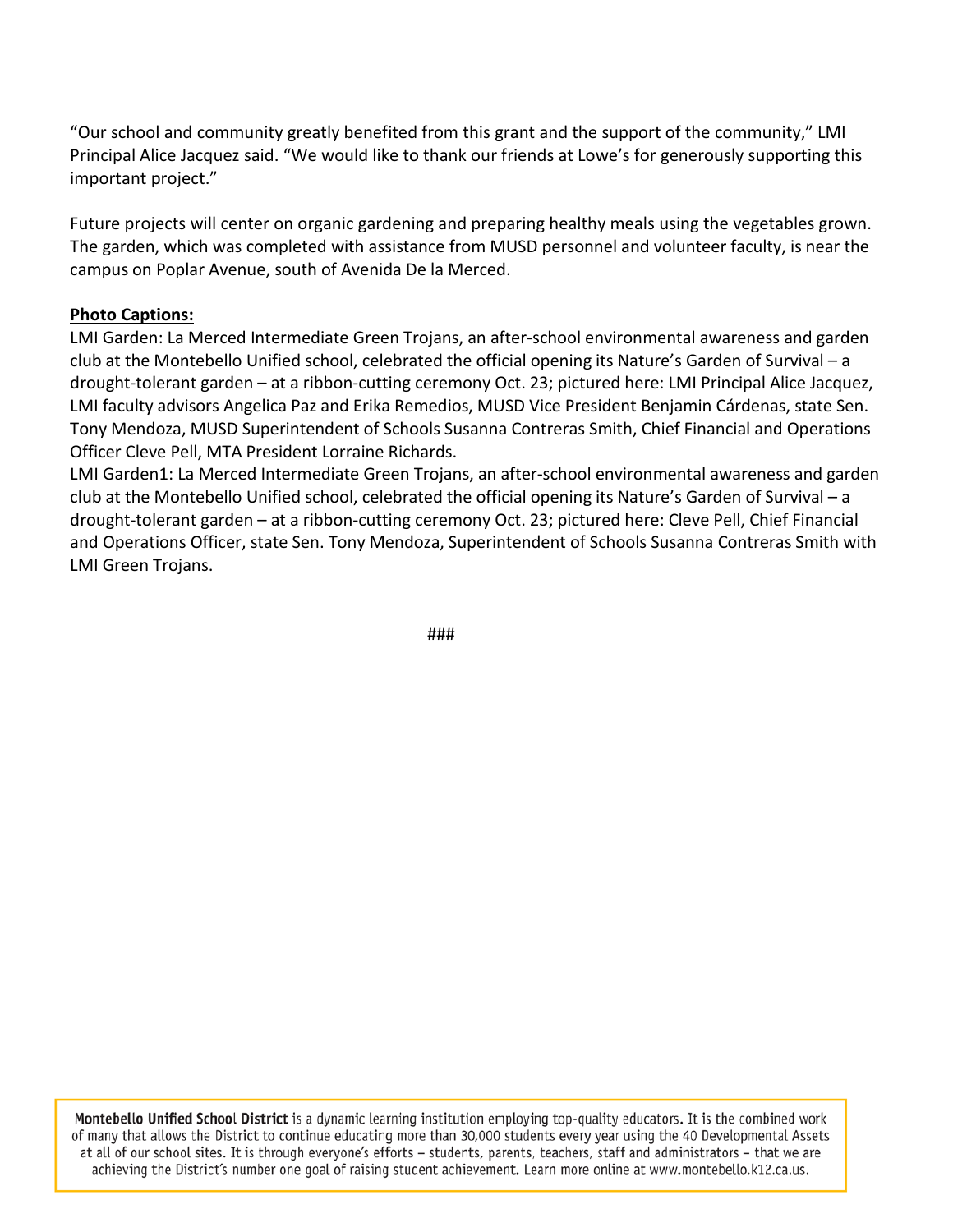"Our school and community greatly benefited from this grant and the support of the community," LMI Principal Alice Jacquez said. "We would like to thank our friends at Lowe's for generously supporting this important project."

Future projects will center on organic gardening and preparing healthy meals using the vegetables grown. The garden, which was completed with assistance from MUSD personnel and volunteer faculty, is near the campus on Poplar Avenue, south of Avenida De la Merced.

**Photo Captions:**

LMI Garden: La Merced Intermediate Green Trojans, an after-school environmental awareness and garden club at the Montebello Unified school, celebrated the official opening its Nature's Garden of Survival – a drought-tolerant garden – at a ribbon-cutting ceremony Oct. 23; pictured here: LMI Principal Alice Jacquez, LMI faculty advisors Angelica Paz and Erika Remedios, MUSD Vice President Benjamin Cárdenas, state Sen. Tony Mendoza, MUSD Superintendent of Schools Susanna Contreras Smith, Chief Financial and Operations Officer Cleve Pell, MTA President Lorraine Richards.

LMI Garden1: La Merced Intermediate Green Trojans, an after-school environmental awareness and garden club at the Montebello Unified school, celebrated the official opening its Nature's Garden of Survival – a drought-tolerant garden – at a ribbon-cutting ceremony Oct. 23; pictured here: Cleve Pell, Chief Financial and Operations Officer, state Sen. Tony Mendoza, Superintendent of Schools Susanna Contreras Smith with LMI Green Trojans.

###

**Montebello Unified School District** is a dynamic learning institution employing top-quality educators. It is the combined work of many that allows the District to continue educating more than 30,000 students every year using the 40 Developmental Assets at all of our school sites. It is through everyone's efforts – students, parents, teachers, staff and administrators – that we are achieving the District's number one goal of raising student achievement. Learn more online at www.montebello.k12.ca.us.